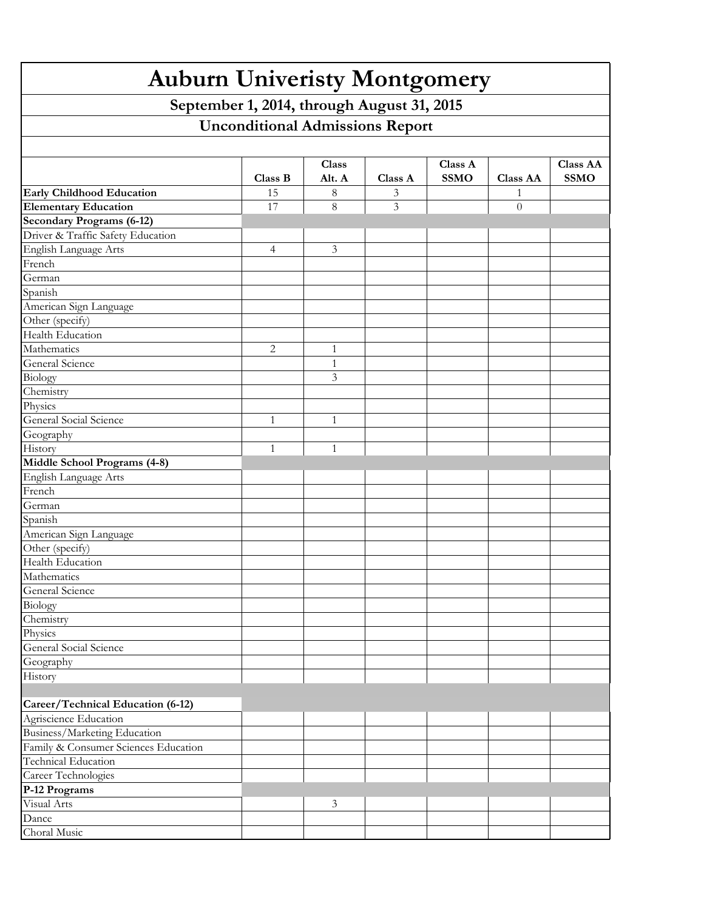# Auburn Univeristy Montgomery

## September 1, 2014, through August 31, 2015

## Unconditional Admissions Report

| | Class B | Class Alt. A | Class A | Class A SSMO | Class AA | Class AA SSMO |
|---|---|---|---|---|---|---|
| **Early Childhood Education** | 15 | 8 | 3 | | 1 | |
| **Elementary Education** | 17 | 8 | 3 | | 0 | |
| **Secondary Programs (6-12)** | | | | | | |
| Driver & Traffic Safety Education | | | | | | |
| English Language Arts | 4 | 3 | | | | |
| French | | | | | | |
| German | | | | | | |
| Spanish | | | | | | |
| American Sign Language | | | | | | |
| Other (specify) | | | | | | |
| Health Education | | | | | | |
| Mathematics | 2 | 1 | | | | |
| General Science | | 1 | | | | |
| Biology | | 3 | | | | |
| Chemistry | | | | | | |
| Physics | | | | | | |
| General Social Science | 1 | 1 | | | | |
| Geography | | | | | | |
| History | 1 | 1 | | | | |
| **Middle School Programs (4-8)** | | | | | | |
| English Language Arts | | | | | | |
| French | | | | | | |
| German | | | | | | |
| Spanish | | | | | | |
| American Sign Language | | | | | | |
| Other (specify) | | | | | | |
| Health Education | | | | | | |
| Mathematics | | | | | | |
| General Science | | | | | | |
| Biology | | | | | | |
| Chemistry | | | | | | |
| Physics | | | | | | |
| General Social Science | | | | | | |
| Geography | | | | | | |
| History | | | | | | |
| | | | | | | |
| **Career/Technical Education (6-12)** | | | | | | |
| Agriscience Education | | | | | | |
| Business/Marketing Education | | | | | | |
| Family & Consumer Sciences Education | | | | | | |
| Technical Education | | | | | | |
| Career Technologies | | | | | | |
| **P-12 Programs** | | | | | | |
| Visual Arts | | 3 | | | | |
| Dance | | | | | | |
| Choral Music | | | | | | |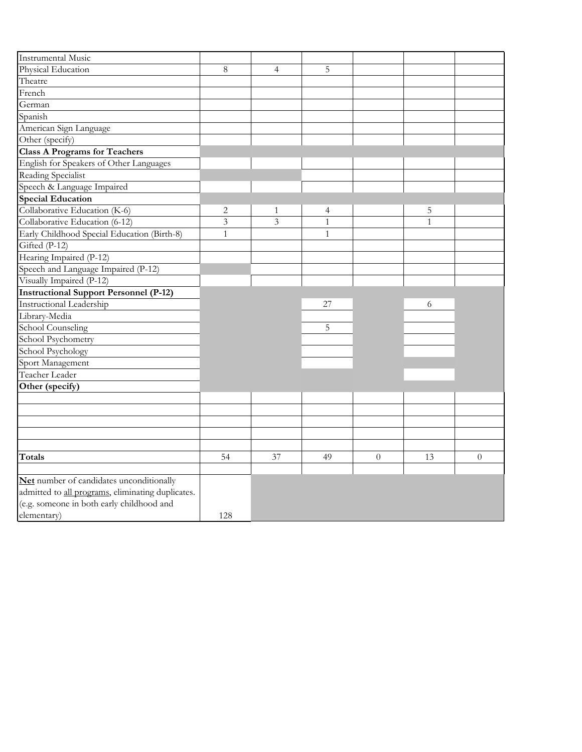| | | | | | | |
|---|---|---|---|---|---|---|
| Instrumental Music | | | | | | |
| Physical Education | 8 | 4 | 5 | | | |
| Theatre | | | | | | |
| French | | | | | | |
| German | | | | | | |
| Spanish | | | | | | |
| American Sign Language | | | | | | |
| Other (specify) | | | | | | |
| **Class A Programs for Teachers** | | | | | | |
| English for Speakers of Other Languages | | | | | | |
| Reading Specialist | | | | | | |
| Speech & Language Impaired | | | | | | |
| **Special Education** | | | | | | |
| Collaborative Education (K-6) | 2 | 1 | 4 | | 5 | |
| Collaborative Education (6-12) | 3 | 3 | 1 | | 1 | |
| Early Childhood Special Education (Birth-8) | 1 | | 1 | | | |
| Gifted (P-12) | | | | | | |
| Hearing Impaired (P-12) | | | | | | |
| Speech and Language Impaired (P-12) | | | | | | |
| Visually Impaired (P-12) | | | | | | |
| **Instructional Support Personnel (P-12)** | | | | | | |
| Instructional Leadership | | | 27 | | 6 | |
| Library-Media | | | | | | |
| School Counseling | | | 5 | | | |
| School Psychometry | | | | | | |
| School Psychology | | | | | | |
| Sport Management | | | | | | |
| Teacher Leader | | | | | | |
| **Other (specify)** | | | | | | |
| | | | | | | |
| | | | | | | |
| | | | | | | |
| | | | | | | |
| | | | | | | |
| **Totals** | 54 | 37 | 49 | 0 | 13 | 0 |
| | | | | | | |
| **Net** number of candidates unconditionally admitted to all programs, eliminating duplicates. (e.g. someone in both early childhood and elementary) | 128 | | | | | |